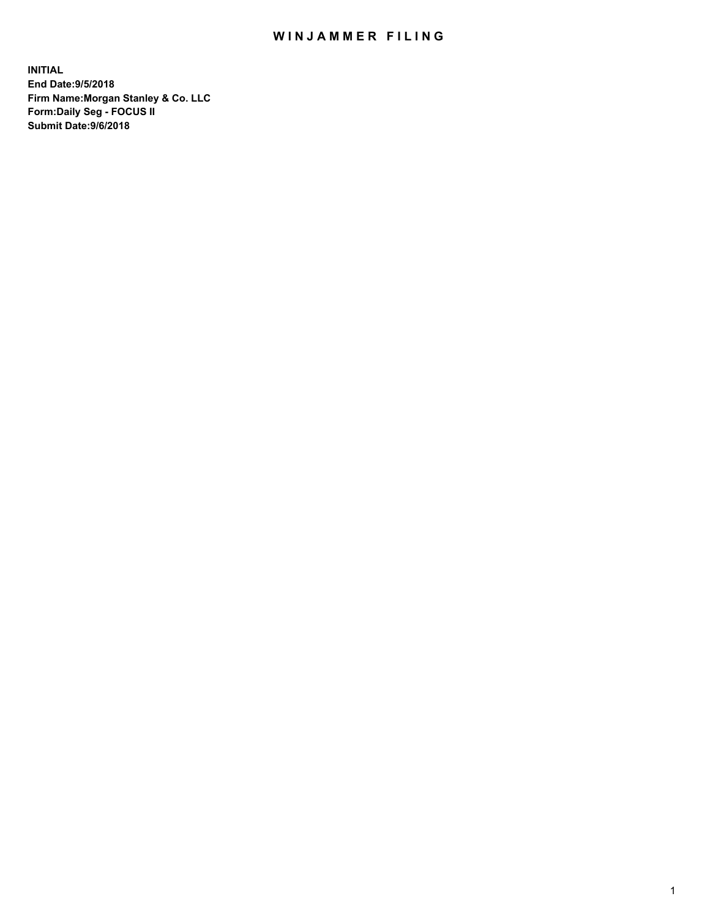# WINJAMMER FILING

**INITIAL**
**End Date:9/5/2018**
**Firm Name:Morgan Stanley & Co. LLC**
**Form:Daily Seg - FOCUS II**
**Submit Date:9/6/2018**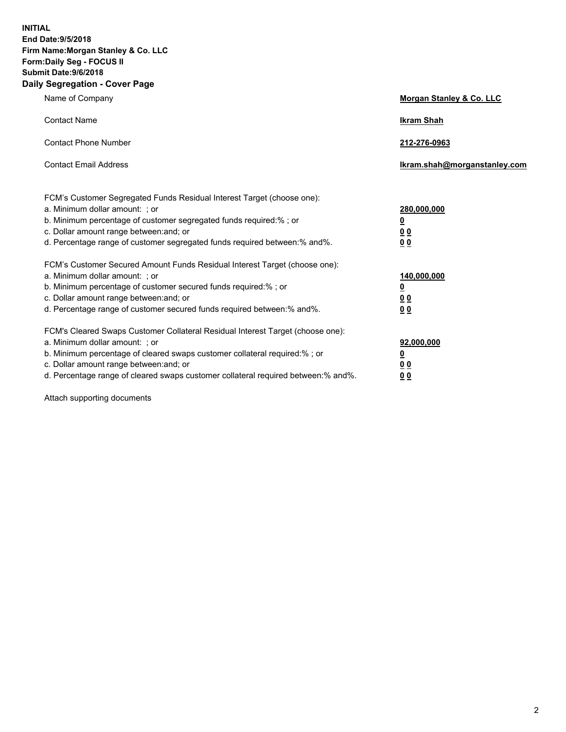**INITIAL**
**End Date:9/5/2018**
**Firm Name:Morgan Stanley & Co. LLC**
**Form:Daily Seg - FOCUS II**
**Submit Date:9/6/2018**
**Daily Segregation - Cover Page**

| | |
|---|---|
| Name of Company | **Morgan Stanley & Co. LLC** |
| Contact Name | **Ikram Shah** |
| Contact Phone Number | **212-276-0963** |
| Contact Email Address | **Ikram.shah@morganstanley.com** |

| | |
|---|---|
| FCM's Customer Segregated Funds Residual Interest Target (choose one): | |
| a. Minimum dollar amount: ; or | **280,000,000** |
| b. Minimum percentage of customer segregated funds required:% ; or | **0** |
| c. Dollar amount range between:and; or | **0 0** |
| d. Percentage range of customer segregated funds required between:% and%. | **0 0** |
| FCM's Customer Secured Amount Funds Residual Interest Target (choose one): | |
| a. Minimum dollar amount: ; or | **140,000,000** |
| b. Minimum percentage of customer secured funds required:% ; or | **0** |
| c. Dollar amount range between:and; or | **0 0** |
| d. Percentage range of customer secured funds required between:% and%. | **0 0** |
| FCM's Cleared Swaps Customer Collateral Residual Interest Target (choose one): | |
| a. Minimum dollar amount: ; or | **92,000,000** |
| b. Minimum percentage of cleared swaps customer collateral required:% ; or | **0** |
| c. Dollar amount range between:and; or | **0 0** |
| d. Percentage range of cleared swaps customer collateral required between:% and%. | **0 0** |

Attach supporting documents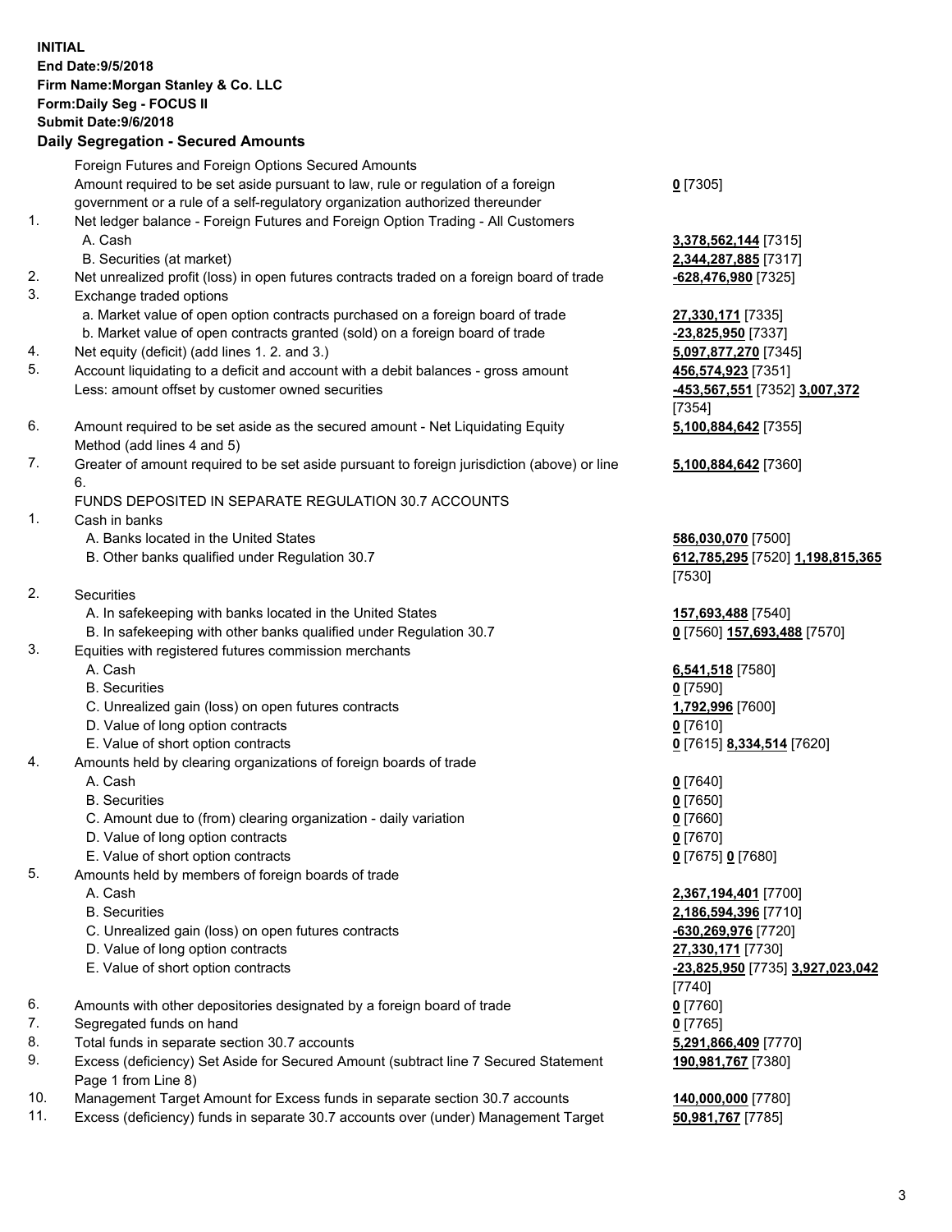**INITIAL**
**End Date:9/5/2018**
**Firm Name:Morgan Stanley & Co. LLC**
**Form:Daily Seg - FOCUS II**
**Submit Date:9/6/2018**

## Daily Segregation - Secured Amounts

| | | |
|---|---|---|
| | Foreign Futures and Foreign Options Secured Amounts | |
| | Amount required to be set aside pursuant to law, rule or regulation of a foreign government or a rule of a self-regulatory organization authorized thereunder | **0** [7305] |
| 1. | Net ledger balance - Foreign Futures and Foreign Option Trading - All Customers | |
| | A. Cash | **3,378,562,144** [7315] |
| | B. Securities (at market) | **2,344,287,885** [7317] |
| 2. | Net unrealized profit (loss) in open futures contracts traded on a foreign board of trade | **-628,476,980** [7325] |
| 3. | Exchange traded options | |
| | a. Market value of open option contracts purchased on a foreign board of trade | **27,330,171** [7335] |
| | b. Market value of open contracts granted (sold) on a foreign board of trade | **-23,825,950** [7337] |
| 4. | Net equity (deficit) (add lines 1. 2. and 3.) | **5,097,877,270** [7345] |
| 5. | Account liquidating to a deficit and account with a debit balances - gross amount | **456,574,923** [7351] |
| | Less: amount offset by customer owned securities | **-453,567,551** [7352] **3,007,372** [7354] |
| 6. | Amount required to be set aside as the secured amount - Net Liquidating Equity Method (add lines 4 and 5) | **5,100,884,642** [7355] |
| 7. | Greater of amount required to be set aside pursuant to foreign jurisdiction (above) or line 6. | **5,100,884,642** [7360] |
| | FUNDS DEPOSITED IN SEPARATE REGULATION 30.7 ACCOUNTS | |
| 1. | Cash in banks | |
| | A. Banks located in the United States | **586,030,070** [7500] |
| | B. Other banks qualified under Regulation 30.7 | **612,785,295** [7520] **1,198,815,365** [7530] |
| 2. | Securities | |
| | A. In safekeeping with banks located in the United States | **157,693,488** [7540] |
| | B. In safekeeping with other banks qualified under Regulation 30.7 | **0** [7560] **157,693,488** [7570] |
| 3. | Equities with registered futures commission merchants | |
| | A. Cash | **6,541,518** [7580] |
| | B. Securities | **0** [7590] |
| | C. Unrealized gain (loss) on open futures contracts | **1,792,996** [7600] |
| | D. Value of long option contracts | **0** [7610] |
| | E. Value of short option contracts | **0** [7615] **8,334,514** [7620] |
| 4. | Amounts held by clearing organizations of foreign boards of trade | |
| | A. Cash | **0** [7640] |
| | B. Securities | **0** [7650] |
| | C. Amount due to (from) clearing organization - daily variation | **0** [7660] |
| | D. Value of long option contracts | **0** [7670] |
| | E. Value of short option contracts | **0** [7675] **0** [7680] |
| 5. | Amounts held by members of foreign boards of trade | |
| | A. Cash | **2,367,194,401** [7700] |
| | B. Securities | **2,186,594,396** [7710] |
| | C. Unrealized gain (loss) on open futures contracts | **-630,269,976** [7720] |
| | D. Value of long option contracts | **27,330,171** [7730] |
| | E. Value of short option contracts | **-23,825,950** [7735] **3,927,023,042** [7740] |
| 6. | Amounts with other depositories designated by a foreign board of trade | **0** [7760] |
| 7. | Segregated funds on hand | **0** [7765] |
| 8. | Total funds in separate section 30.7 accounts | **5,291,866,409** [7770] |
| 9. | Excess (deficiency) Set Aside for Secured Amount (subtract line 7 Secured Statement Page 1 from Line 8) | **190,981,767** [7380] |
| 10. | Management Target Amount for Excess funds in separate section 30.7 accounts | **140,000,000** [7780] |
| 11. | Excess (deficiency) funds in separate 30.7 accounts over (under) Management Target | **50,981,767** [7785] |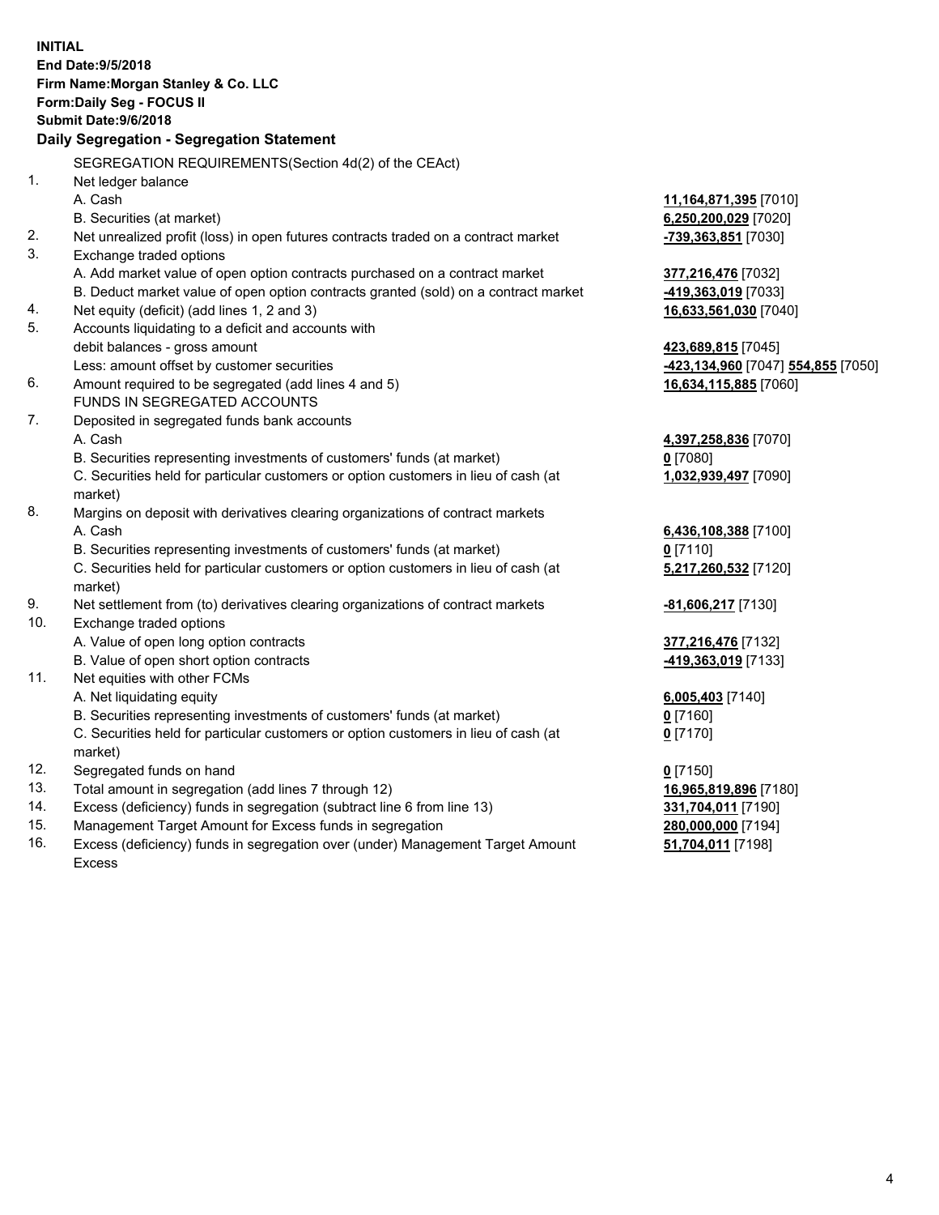**INITIAL**
**End Date:9/5/2018**
**Firm Name:Morgan Stanley & Co. LLC**
**Form:Daily Seg - FOCUS II**
**Submit Date:9/6/2018**

**Daily Segregation - Segregation Statement**

SEGREGATION REQUIREMENTS(Section 4d(2) of the CEAct)

| | | |
|---|---|---|
| 1. | Net ledger balance | |
| | A. Cash | **11,164,871,395** [7010] |
| | B. Securities (at market) | **6,250,200,029** [7020] |
| 2. | Net unrealized profit (loss) in open futures contracts traded on a contract market | **-739,363,851** [7030] |
| 3. | Exchange traded options | |
| | A. Add market value of open option contracts purchased on a contract market | **377,216,476** [7032] |
| | B. Deduct market value of open option contracts granted (sold) on a contract market | **-419,363,019** [7033] |
| 4. | Net equity (deficit) (add lines 1, 2 and 3) | **16,633,561,030** [7040] |
| 5. | Accounts liquidating to a deficit and accounts with | |
| | debit balances - gross amount | **423,689,815** [7045] |
| | Less: amount offset by customer securities | **-423,134,960** [7047] **554,855** [7050] |
| 6. | Amount required to be segregated (add lines 4 and 5) | **16,634,115,885** [7060] |
| | FUNDS IN SEGREGATED ACCOUNTS | |
| 7. | Deposited in segregated funds bank accounts | |
| | A. Cash | **4,397,258,836** [7070] |
| | B. Securities representing investments of customers' funds (at market) | **0** [7080] |
| | C. Securities held for particular customers or option customers in lieu of cash (at market) | **1,032,939,497** [7090] |
| 8. | Margins on deposit with derivatives clearing organizations of contract markets | |
| | A. Cash | **6,436,108,388** [7100] |
| | B. Securities representing investments of customers' funds (at market) | **0** [7110] |
| | C. Securities held for particular customers or option customers in lieu of cash (at market) | **5,217,260,532** [7120] |
| 9. | Net settlement from (to) derivatives clearing organizations of contract markets | **-81,606,217** [7130] |
| 10. | Exchange traded options | |
| | A. Value of open long option contracts | **377,216,476** [7132] |
| | B. Value of open short option contracts | **-419,363,019** [7133] |
| 11. | Net equities with other FCMs | |
| | A. Net liquidating equity | **6,005,403** [7140] |
| | B. Securities representing investments of customers' funds (at market) | **0** [7160] |
| | C. Securities held for particular customers or option customers in lieu of cash (at market) | **0** [7170] |
| 12. | Segregated funds on hand | **0** [7150] |
| 13. | Total amount in segregation (add lines 7 through 12) | **16,965,819,896** [7180] |
| 14. | Excess (deficiency) funds in segregation (subtract line 6 from line 13) | **331,704,011** [7190] |
| 15. | Management Target Amount for Excess funds in segregation | **280,000,000** [7194] |
| 16. | Excess (deficiency) funds in segregation over (under) Management Target Amount Excess | **51,704,011** [7198] |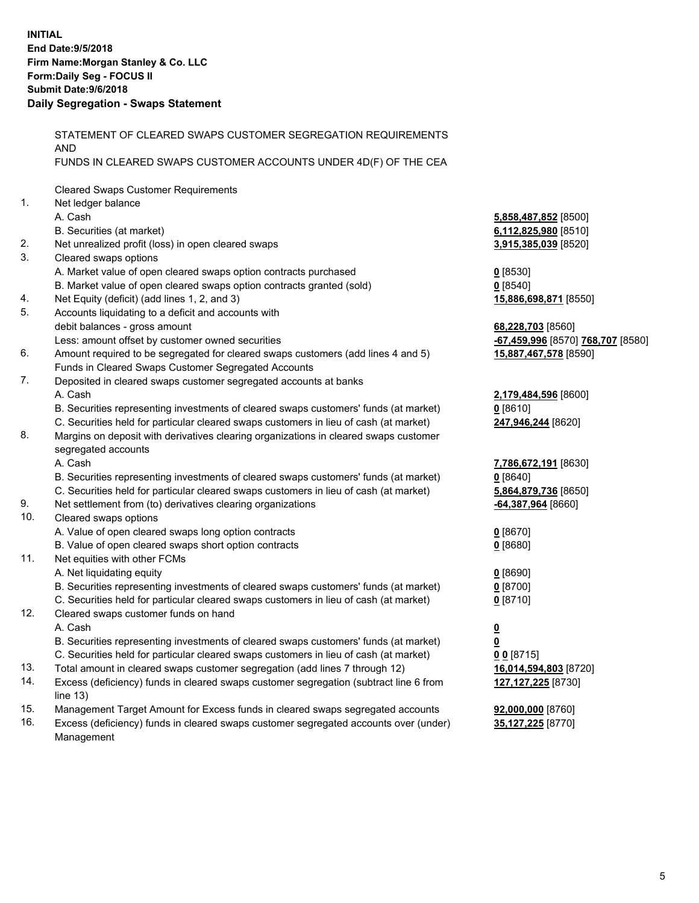**INITIAL**
**End Date:9/5/2018**
**Firm Name:Morgan Stanley & Co. LLC**
**Form:Daily Seg - FOCUS II**
**Submit Date:9/6/2018**
**Daily Segregation - Swaps Statement**

STATEMENT OF CLEARED SWAPS CUSTOMER SEGREGATION REQUIREMENTS AND FUNDS IN CLEARED SWAPS CUSTOMER ACCOUNTS UNDER 4D(F) OF THE CEA

| | | |
|---|---|---|
| | Cleared Swaps Customer Requirements | |
| 1. | Net ledger balance | |
| | A. Cash | **5,858,487,852** [8500] |
| | B. Securities (at market) | **6,112,825,980** [8510] |
| 2. | Net unrealized profit (loss) in open cleared swaps | **3,915,385,039** [8520] |
| 3. | Cleared swaps options | |
| | A. Market value of open cleared swaps option contracts purchased | **0** [8530] |
| | B. Market value of open cleared swaps option contracts granted (sold) | **0** [8540] |
| 4. | Net Equity (deficit) (add lines 1, 2, and 3) | **15,886,698,871** [8550] |
| 5. | Accounts liquidating to a deficit and accounts with debit balances - gross amount | **68,228,703** [8560] |
| | Less: amount offset by customer owned securities | **-67,459,996** [8570] **768,707** [8580] |
| 6. | Amount required to be segregated for cleared swaps customers (add lines 4 and 5) | **15,887,467,578** [8590] |
| | Funds in Cleared Swaps Customer Segregated Accounts | |
| 7. | Deposited in cleared swaps customer segregated accounts at banks | |
| | A. Cash | **2,179,484,596** [8600] |
| | B. Securities representing investments of cleared swaps customers' funds (at market) | **0** [8610] |
| | C. Securities held for particular cleared swaps customers in lieu of cash (at market) | **247,946,244** [8620] |
| 8. | Margins on deposit with derivatives clearing organizations in cleared swaps customer segregated accounts | |
| | A. Cash | **7,786,672,191** [8630] |
| | B. Securities representing investments of cleared swaps customers' funds (at market) | **0** [8640] |
| | C. Securities held for particular cleared swaps customers in lieu of cash (at market) | **5,864,879,736** [8650] |
| 9. | Net settlement from (to) derivatives clearing organizations | **-64,387,964** [8660] |
| 10. | Cleared swaps options | |
| | A. Value of open cleared swaps long option contracts | **0** [8670] |
| | B. Value of open cleared swaps short option contracts | **0** [8680] |
| 11. | Net equities with other FCMs | |
| | A. Net liquidating equity | **0** [8690] |
| | B. Securities representing investments of cleared swaps customers' funds (at market) | **0** [8700] |
| | C. Securities held for particular cleared swaps customers in lieu of cash (at market) | **0** [8710] |
| 12. | Cleared swaps customer funds on hand | |
| | A. Cash | **0** |
| | B. Securities representing investments of cleared swaps customers' funds (at market) | **0** |
| | C. Securities held for particular cleared swaps customers in lieu of cash (at market) | **0** **0** [8715] |
| 13. | Total amount in cleared swaps customer segregation (add lines 7 through 12) | **16,014,594,803** [8720] |
| 14. | Excess (deficiency) funds in cleared swaps customer segregation (subtract line 6 from line 13) | **127,127,225** [8730] |
| 15. | Management Target Amount for Excess funds in cleared swaps segregated accounts | **92,000,000** [8760] |
| 16. | Excess (deficiency) funds in cleared swaps customer segregated accounts over (under) Management | **35,127,225** [8770] |